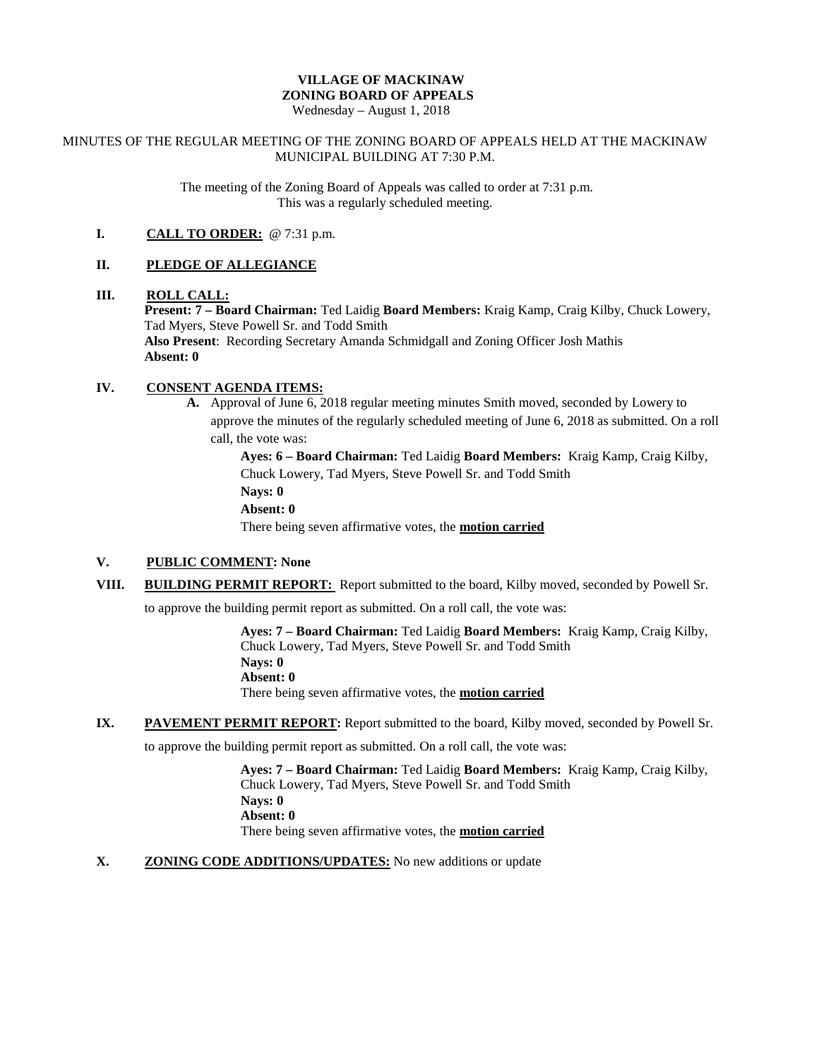**VILLAGE OF MACKINAW**
**ZONING BOARD OF APPEALS**
Wednesday – August 1, 2018

MINUTES OF THE REGULAR MEETING OF THE ZONING BOARD OF APPEALS HELD AT THE MACKINAW MUNICIPAL BUILDING AT 7:30 P.M.

The meeting of the Zoning Board of Appeals was called to order at 7:31 p.m.
This was a regularly scheduled meeting.

**I. CALL TO ORDER:** @ 7:31 p.m.

**II. PLEDGE OF ALLEGIANCE**

**III. ROLL CALL:**
**Present: 7 – Board Chairman:** Ted Laidig **Board Members:** Kraig Kamp, Craig Kilby, Chuck Lowery, Tad Myers, Steve Powell Sr. and Todd Smith
**Also Present**: Recording Secretary Amanda Schmidgall and Zoning Officer Josh Mathis
**Absent: 0**

**IV. CONSENT AGENDA ITEMS:**

**A.** Approval of June 6, 2018 regular meeting minutes Smith moved, seconded by Lowery to approve the minutes of the regularly scheduled meeting of June 6, 2018 as submitted. On a roll call, the vote was:

**Ayes: 6 – Board Chairman:** Ted Laidig **Board Members:** Kraig Kamp, Craig Kilby, Chuck Lowery, Tad Myers, Steve Powell Sr. and Todd Smith
**Nays: 0**
**Absent: 0**
There being seven affirmative votes, the **motion carried**

**V. PUBLIC COMMENT: None**

**VIII. BUILDING PERMIT REPORT:** Report submitted to the board, Kilby moved, seconded by Powell Sr. to approve the building permit report as submitted. On a roll call, the vote was:

**Ayes: 7 – Board Chairman:** Ted Laidig **Board Members:** Kraig Kamp, Craig Kilby, Chuck Lowery, Tad Myers, Steve Powell Sr. and Todd Smith
**Nays: 0**
**Absent: 0**
There being seven affirmative votes, the **motion carried**

**IX. PAVEMENT PERMIT REPORT:** Report submitted to the board, Kilby moved, seconded by Powell Sr. to approve the building permit report as submitted. On a roll call, the vote was:

**Ayes: 7 – Board Chairman:** Ted Laidig **Board Members:** Kraig Kamp, Craig Kilby, Chuck Lowery, Tad Myers, Steve Powell Sr. and Todd Smith
**Nays: 0**
**Absent: 0**
There being seven affirmative votes, the **motion carried**

**X. ZONING CODE ADDITIONS/UPDATES:** No new additions or update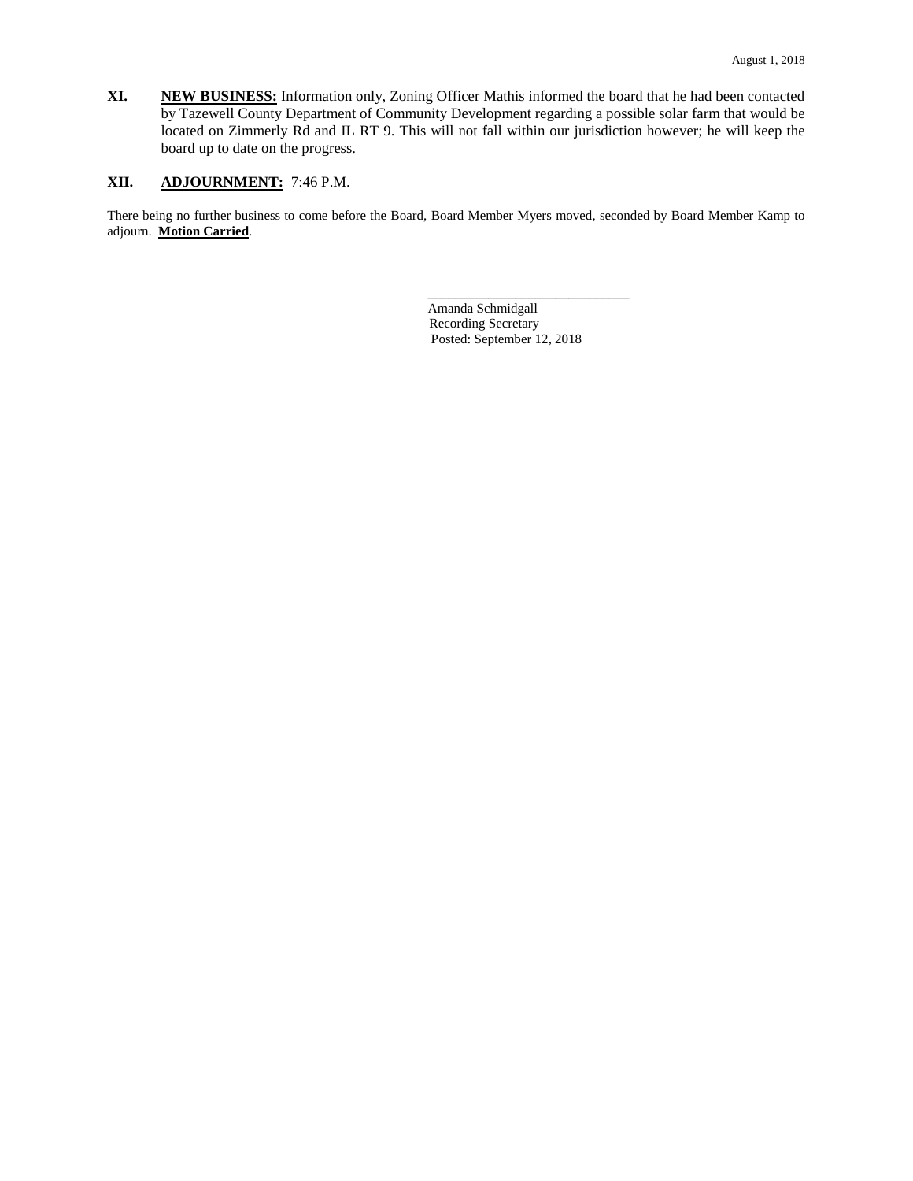**XI. NEW BUSINESS:** Information only, Zoning Officer Mathis informed the board that he had been contacted by Tazewell County Department of Community Development regarding a possible solar farm that would be located on Zimmerly Rd and IL RT 9. This will not fall within our jurisdiction however; he will keep the board up to date on the progress.

**XII. ADJOURNMENT:** 7:46 P.M.

There being no further business to come before the Board, Board Member Myers moved, seconded by Board Member Kamp to adjourn. **Motion Carried**.

\_\_\_\_\_\_\_\_\_\_\_\_\_\_\_\_\_\_\_\_\_\_\_\_\_\_\_\_\_\_

Amanda Schmidgall
Recording Secretary
Posted: September 12, 2018